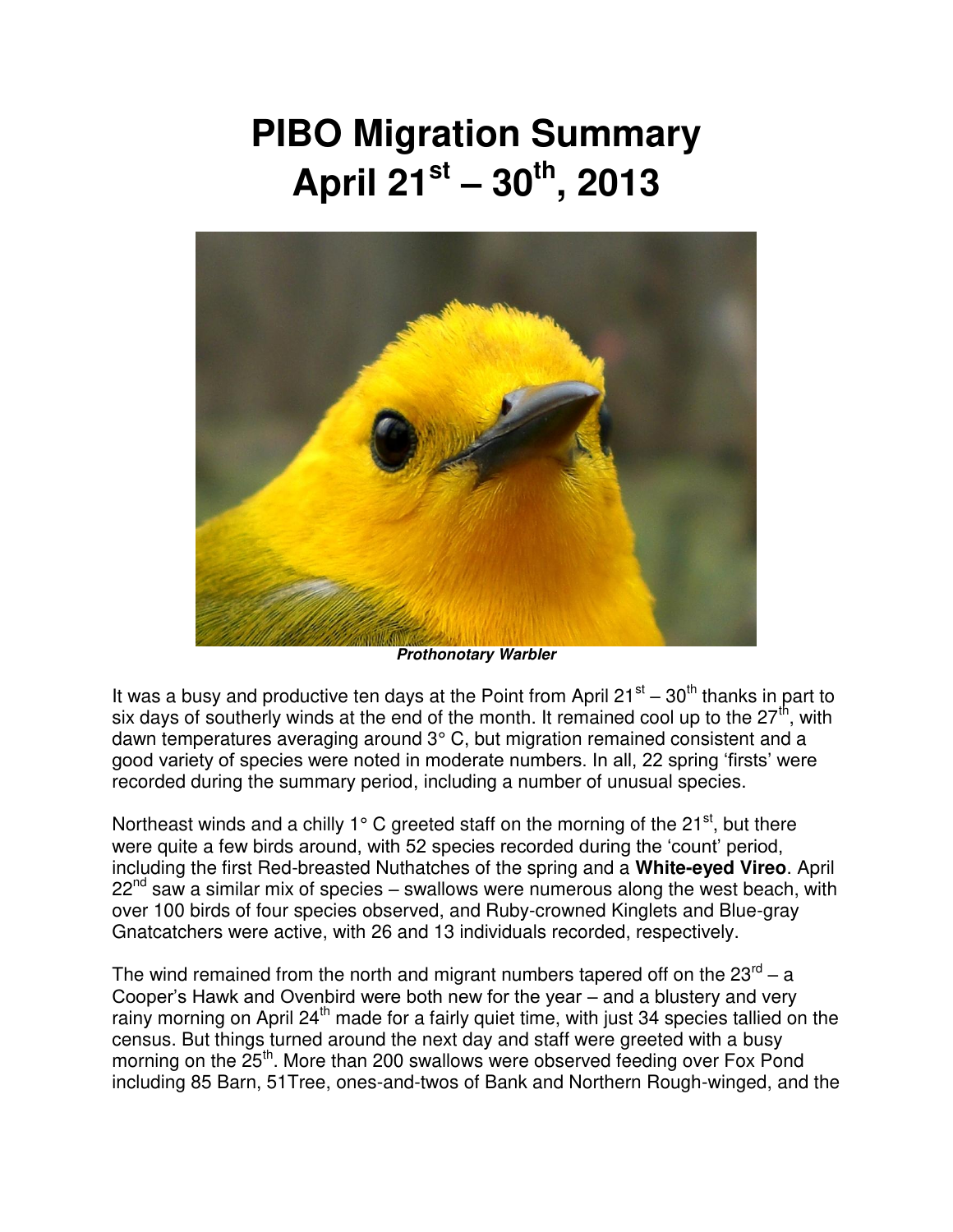# PIBO Migration Summary
# April 21st – 30th, 2013

***Prothonotary Warbler***

It was a busy and productive ten days at the Point from April 21st – 30th thanks in part to six days of southerly winds at the end of the month. It remained cool up to the 27th, with dawn temperatures averaging around 3° C, but migration remained consistent and a good variety of species were noted in moderate numbers. In all, 22 spring 'firsts' were recorded during the summary period, including a number of unusual species.

Northeast winds and a chilly 1° C greeted staff on the morning of the 21st, but there were quite a few birds around, with 52 species recorded during the 'count' period, including the first Red-breasted Nuthatches of the spring and a **White-eyed Vireo**. April 22nd saw a similar mix of species – swallows were numerous along the west beach, with over 100 birds of four species observed, and Ruby-crowned Kinglets and Blue-gray Gnatcatchers were active, with 26 and 13 individuals recorded, respectively.

The wind remained from the north and migrant numbers tapered off on the 23rd – a Cooper's Hawk and Ovenbird were both new for the year – and a blustery and very rainy morning on April 24th made for a fairly quiet time, with just 34 species tallied on the census. But things turned around the next day and staff were greeted with a busy morning on the 25th. More than 200 swallows were observed feeding over Fox Pond including 85 Barn, 51Tree, ones-and-twos of Bank and Northern Rough-winged, and the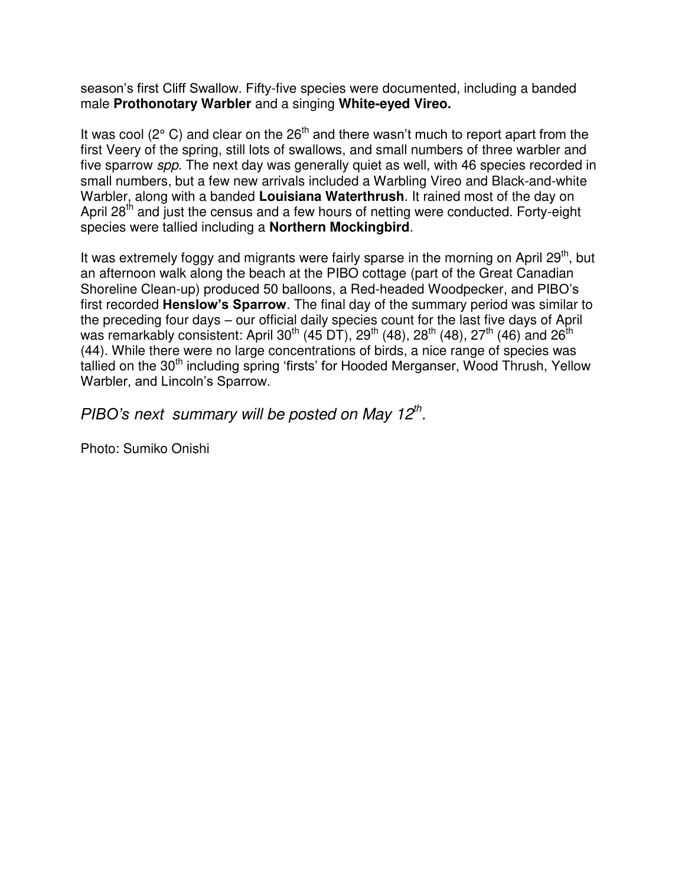season's first Cliff Swallow. Fifty-five species were documented, including a banded male **Prothonotary Warbler** and a singing **White-eyed Vireo.**

It was cool (2° C) and clear on the 26th and there wasn't much to report apart from the first Veery of the spring, still lots of swallows, and small numbers of three warbler and five sparrow *spp*. The next day was generally quiet as well, with 46 species recorded in small numbers, but a few new arrivals included a Warbling Vireo and Black-and-white Warbler, along with a banded **Louisiana Waterthrush**. It rained most of the day on April 28th and just the census and a few hours of netting were conducted. Forty-eight species were tallied including a **Northern Mockingbird**.

It was extremely foggy and migrants were fairly sparse in the morning on April 29th, but an afternoon walk along the beach at the PIBO cottage (part of the Great Canadian Shoreline Clean-up) produced 50 balloons, a Red-headed Woodpecker, and PIBO's first recorded **Henslow's Sparrow**. The final day of the summary period was similar to the preceding four days – our official daily species count for the last five days of April was remarkably consistent: April 30th (45 DT), 29th (48), 28th (48), 27th (46) and 26th (44). While there were no large concentrations of birds, a nice range of species was tallied on the 30th including spring 'firsts' for Hooded Merganser, Wood Thrush, Yellow Warbler, and Lincoln's Sparrow.

*PIBO's next summary will be posted on May 12th.*

Photo: Sumiko Onishi